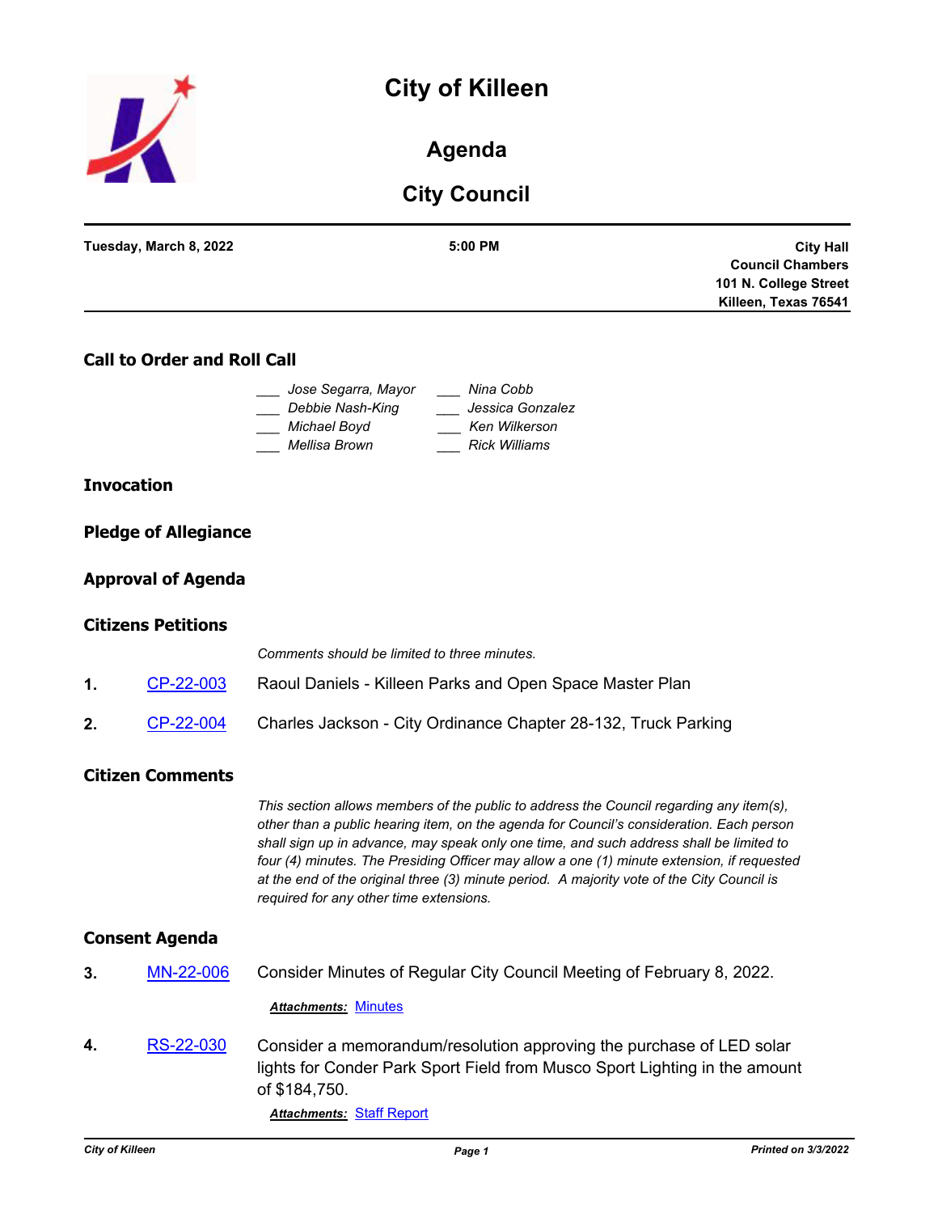# City of Killeen

## Agenda

## City Council

**Tuesday, March 8, 2022** | **5:00 PM** | **City Hall Council Chambers 101 N. College Street Killeen, Texas 76541**

### Call to Order and Roll Call

___ *Jose Segarra, Mayor*
___ *Debbie Nash-King*
___ *Michael Boyd*
___ *Mellisa Brown*
___ *Nina Cobb*
___ *Jessica Gonzalez*
___ *Ken Wilkerson*
___ *Rick Williams*

### Invocation

### Pledge of Allegiance

### Approval of Agenda

### Citizens Petitions

*Comments should be limited to three minutes.*

**1.** CP-22-003 Raoul Daniels - Killeen Parks and Open Space Master Plan

**2.** CP-22-004 Charles Jackson - City Ordinance Chapter 28-132, Truck Parking

### Citizen Comments

*This section allows members of the public to address the Council regarding any item(s), other than a public hearing item, on the agenda for Council's consideration. Each person shall sign up in advance, may speak only one time, and such address shall be limited to four (4) minutes. The Presiding Officer may allow a one (1) minute extension, if requested at the end of the original three (3) minute period. A majority vote of the City Council is required for any other time extensions.*

### Consent Agenda

**3.** MN-22-006 Consider Minutes of Regular City Council Meeting of February 8, 2022.

***Attachments:*** Minutes

**4.** RS-22-030 Consider a memorandum/resolution approving the purchase of LED solar lights for Conder Park Sport Field from Musco Sport Lighting in the amount of $184,750.

***Attachments:*** Staff Report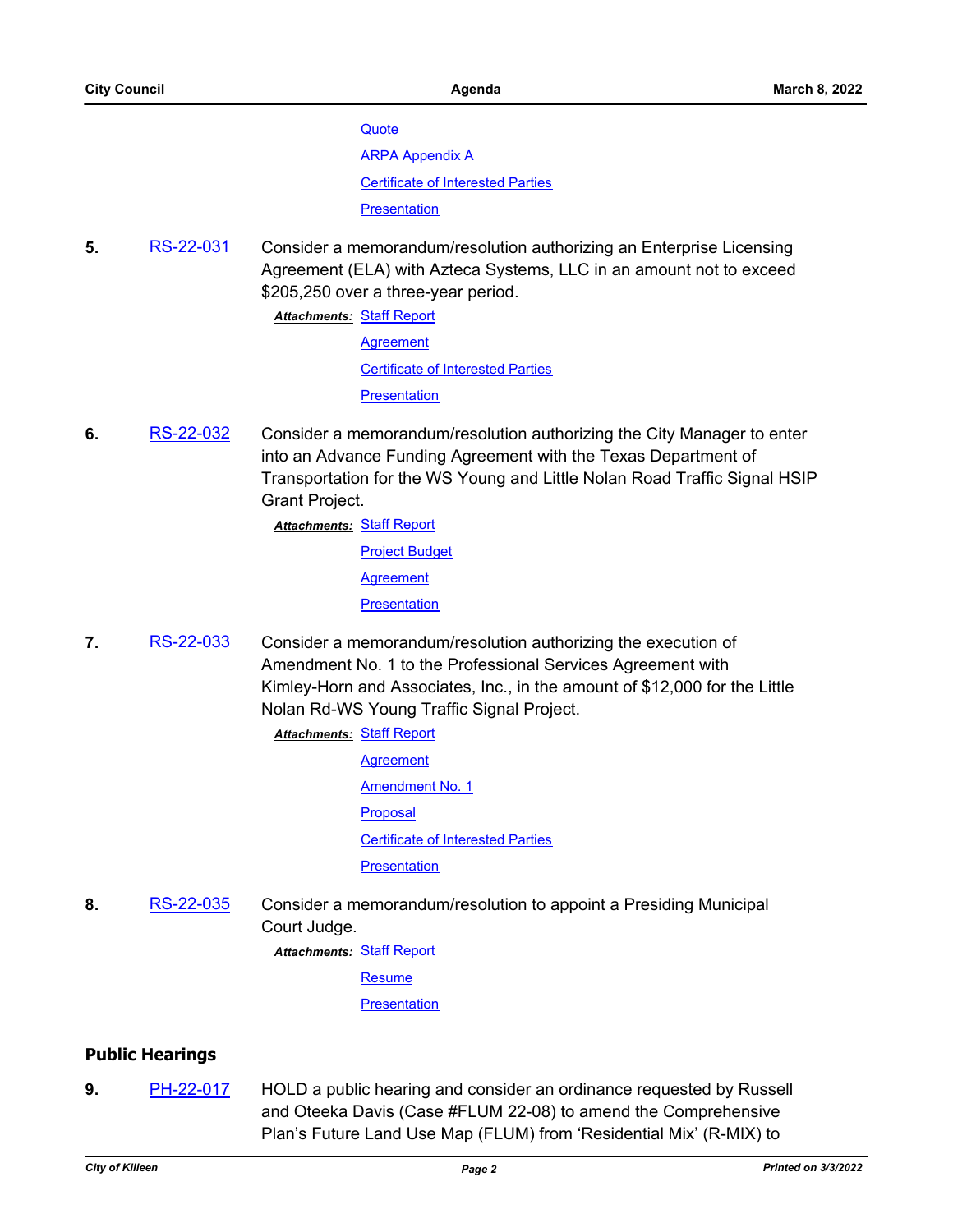Quote

ARPA Appendix A

Certificate of Interested Parties

Presentation

**5.** RS-22-031 Consider a memorandum/resolution authorizing an Enterprise Licensing Agreement (ELA) with Azteca Systems, LLC in an amount not to exceed $205,250 over a three-year period.

***Attachments:*** Staff Report

Agreement

Certificate of Interested Parties

Presentation

**6.** RS-22-032 Consider a memorandum/resolution authorizing the City Manager to enter into an Advance Funding Agreement with the Texas Department of Transportation for the WS Young and Little Nolan Road Traffic Signal HSIP Grant Project.

***Attachments:*** Staff Report

Project Budget

Agreement

Presentation

**7.** RS-22-033 Consider a memorandum/resolution authorizing the execution of Amendment No. 1 to the Professional Services Agreement with Kimley-Horn and Associates, Inc., in the amount of $12,000 for the Little Nolan Rd-WS Young Traffic Signal Project.

***Attachments:*** Staff Report

Agreement

Amendment No. 1

Proposal

Certificate of Interested Parties

Presentation

**8.** RS-22-035 Consider a memorandum/resolution to appoint a Presiding Municipal Court Judge.

***Attachments:*** Staff Report

Resume

Presentation

## Public Hearings

**9.** PH-22-017 HOLD a public hearing and consider an ordinance requested by Russell and Oteeka Davis (Case #FLUM 22-08) to amend the Comprehensive Plan's Future Land Use Map (FLUM) from 'Residential Mix' (R-MIX) to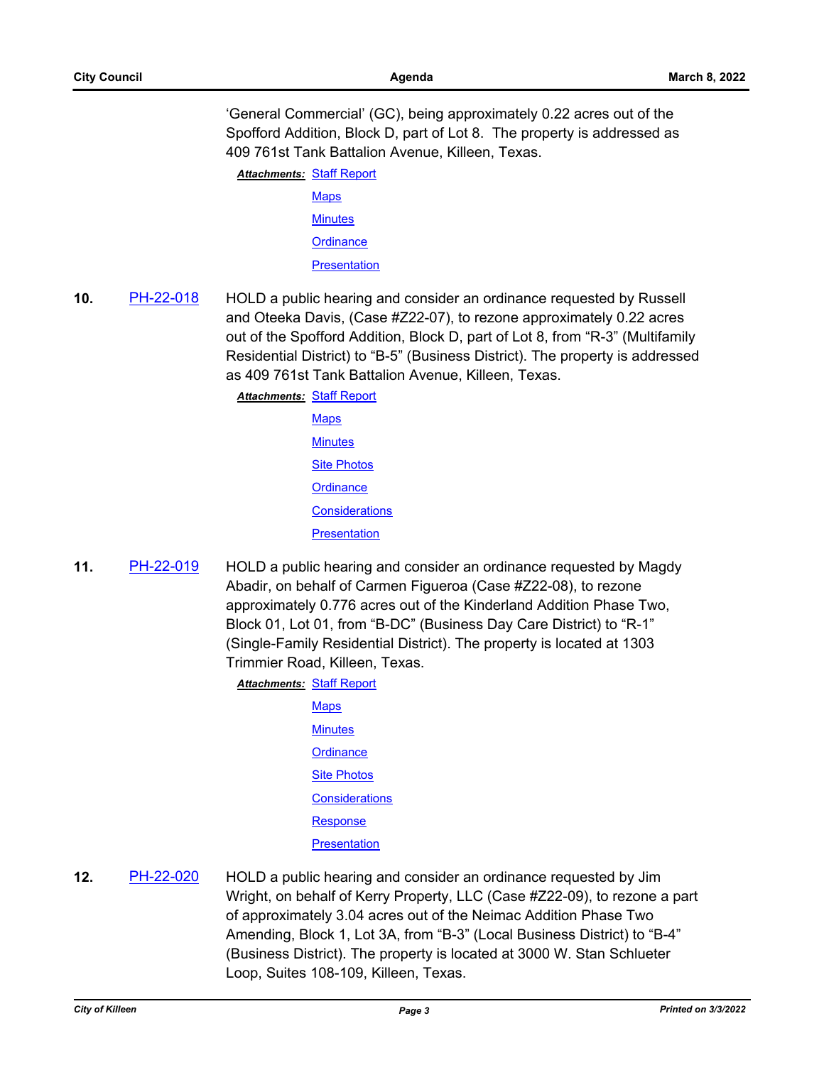'General Commercial' (GC), being approximately 0.22 acres out of the Spofford Addition, Block D, part of Lot 8. The property is addressed as 409 761st Tank Battalion Avenue, Killeen, Texas.

***Attachments:*** Staff Report
Maps
Minutes
Ordinance
Presentation

**10.** PH-22-018 HOLD a public hearing and consider an ordinance requested by Russell and Oteeka Davis, (Case #Z22-07), to rezone approximately 0.22 acres out of the Spofford Addition, Block D, part of Lot 8, from "R-3" (Multifamily Residential District) to "B-5" (Business District). The property is addressed as 409 761st Tank Battalion Avenue, Killeen, Texas.

***Attachments:*** Staff Report
Maps
Minutes
Site Photos
Ordinance
Considerations
Presentation

**11.** PH-22-019 HOLD a public hearing and consider an ordinance requested by Magdy Abadir, on behalf of Carmen Figueroa (Case #Z22-08), to rezone approximately 0.776 acres out of the Kinderland Addition Phase Two, Block 01, Lot 01, from "B-DC" (Business Day Care District) to "R-1" (Single-Family Residential District). The property is located at 1303 Trimmier Road, Killeen, Texas.

***Attachments:*** Staff Report
Maps
Minutes
Ordinance
Site Photos
Considerations
Response
Presentation

**12.** PH-22-020 HOLD a public hearing and consider an ordinance requested by Jim Wright, on behalf of Kerry Property, LLC (Case #Z22-09), to rezone a part of approximately 3.04 acres out of the Neimac Addition Phase Two Amending, Block 1, Lot 3A, from "B-3" (Local Business District) to "B-4" (Business District). The property is located at 3000 W. Stan Schlueter Loop, Suites 108-109, Killeen, Texas.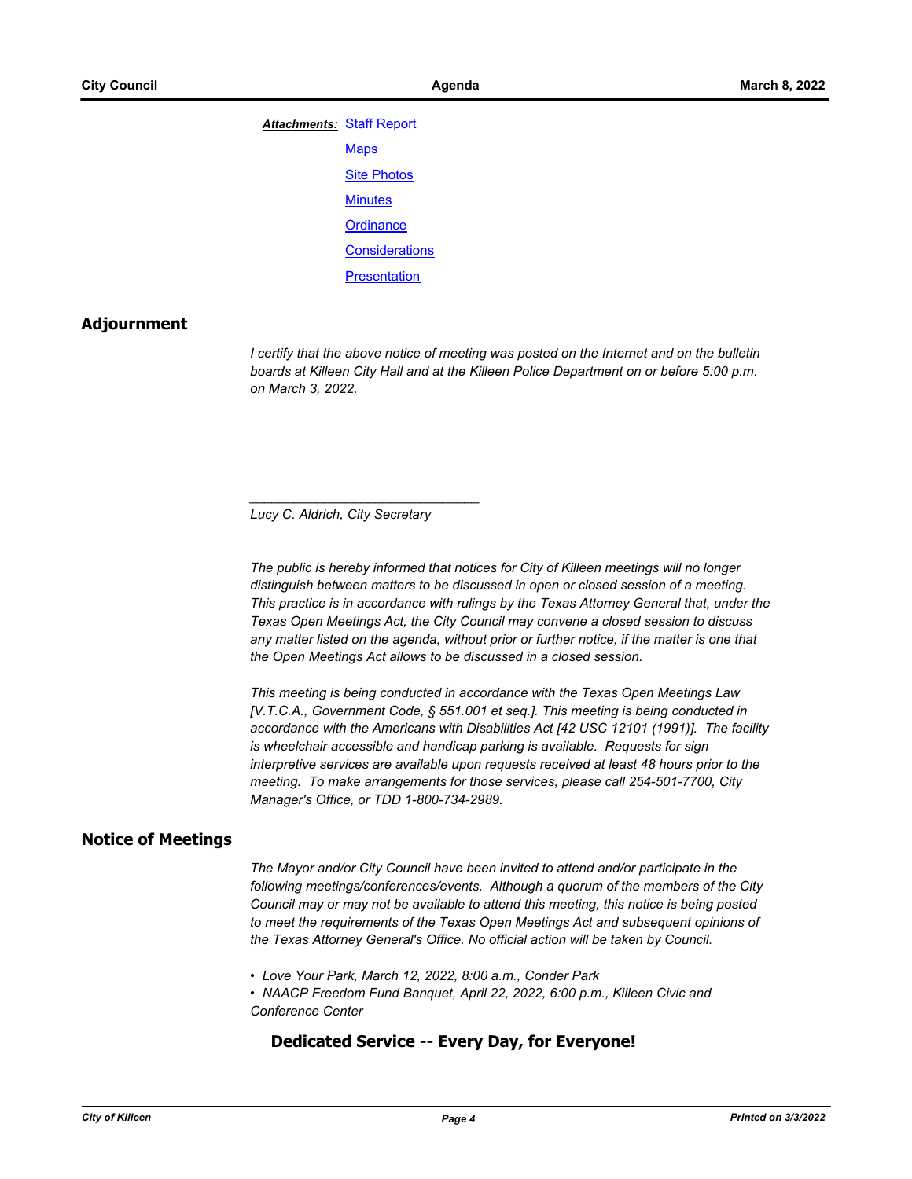***Attachments:*** Staff Report

Maps

Site Photos

Minutes

Ordinance

Considerations

Presentation

## Adjournment

*I certify that the above notice of meeting was posted on the Internet and on the bulletin boards at Killeen City Hall and at the Killeen Police Department on or before 5:00 p.m. on March 3, 2022.*

_______________________________

*Lucy C. Aldrich, City Secretary*

*The public is hereby informed that notices for City of Killeen meetings will no longer distinguish between matters to be discussed in open or closed session of a meeting. This practice is in accordance with rulings by the Texas Attorney General that, under the Texas Open Meetings Act, the City Council may convene a closed session to discuss any matter listed on the agenda, without prior or further notice, if the matter is one that the Open Meetings Act allows to be discussed in a closed session.*

*This meeting is being conducted in accordance with the Texas Open Meetings Law [V.T.C.A., Government Code, § 551.001 et seq.]. This meeting is being conducted in accordance with the Americans with Disabilities Act [42 USC 12101 (1991)]. The facility is wheelchair accessible and handicap parking is available. Requests for sign interpretive services are available upon requests received at least 48 hours prior to the meeting. To make arrangements for those services, please call 254-501-7700, City Manager's Office, or TDD 1-800-734-2989.*

## Notice of Meetings

*The Mayor and/or City Council have been invited to attend and/or participate in the following meetings/conferences/events. Although a quorum of the members of the City Council may or may not be available to attend this meeting, this notice is being posted to meet the requirements of the Texas Open Meetings Act and subsequent opinions of the Texas Attorney General's Office. No official action will be taken by Council.*

- *Love Your Park, March 12, 2022, 8:00 a.m., Conder Park*
- *NAACP Freedom Fund Banquet, April 22, 2022, 6:00 p.m., Killeen Civic and Conference Center*

**Dedicated Service -- Every Day, for Everyone!**